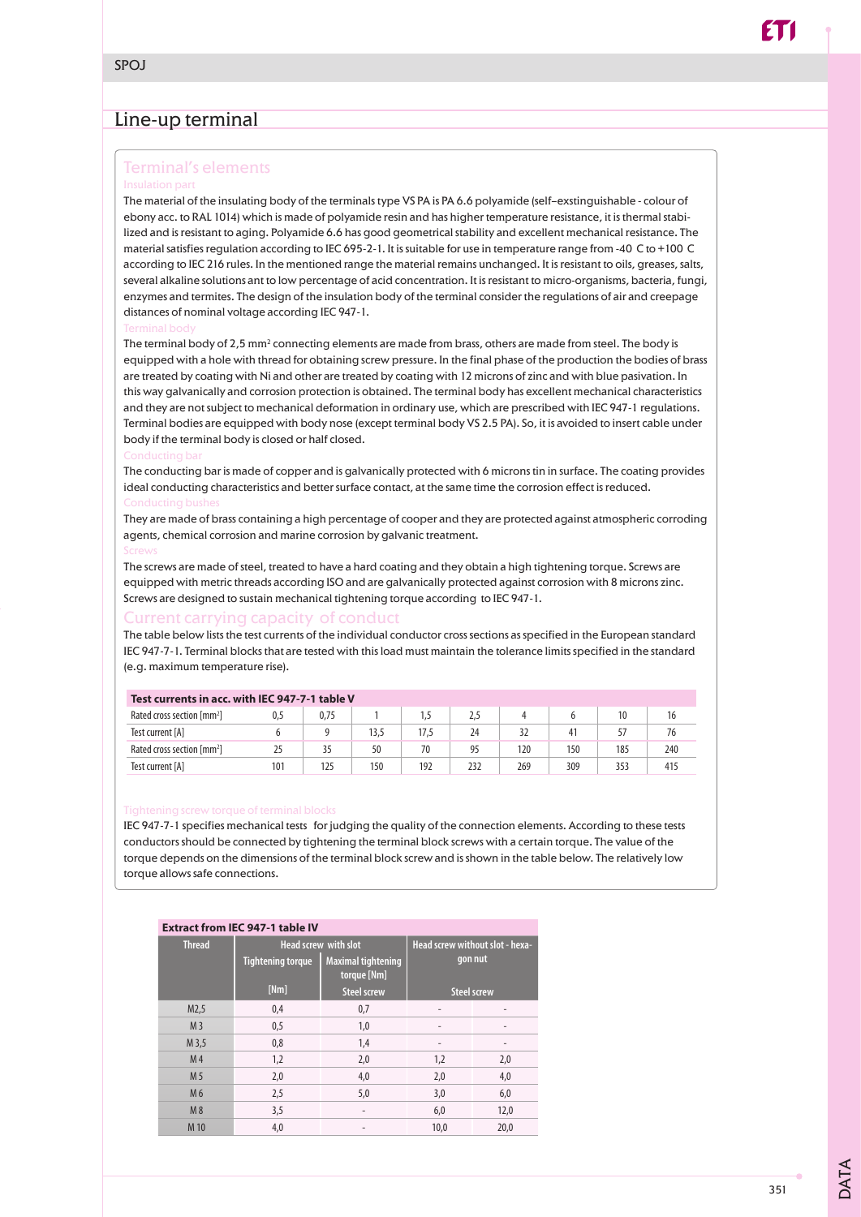SPOJ

# Line-up terminal

## Terminal's elements

### Insulation part

The material of the insulating body of the terminals type VS PA is PA 6.6 polyamide (self–exstinguishable - colour of ebony acc. to RAL 1014) which is made of polyamide resin and has higher temperature resistance, it is thermal stabilized and is resistant to aging. Polyamide 6.6 has good geometrical stability and excellent mechanical resistance. The material satisfies regulation according to IEC 695-2-1. It is suitable for use in temperature range from -40 C to +100 C according to IEC 216 rules. In the mentioned range the material remains unchanged. It is resistant to oils, greases, salts, several alkaline solutions ant to low percentage of acid concentration. It is resistant to micro-organisms, bacteria, fungi, enzymes and termites. The design of the insulation body of the terminal consider the regulations of air and creepage distances of nominal voltage according IEC 947-1.

### Terminal body

The terminal body of 2,5 mm² connecting elements are made from brass, others are made from steel. The body is equipped with a hole with thread for obtaining screw pressure. In the final phase of the production the bodies of brass are treated by coating with Ni and other are treated by coating with 12 microns of zinc and with blue pasivation. In this way galvanically and corrosion protection is obtained. The terminal body has excellent mechanical characteristics and they are not subject to mechanical deformation in ordinary use, which are prescribed with IEC 947-1 regulations. Terminal bodies are equipped with body nose (except terminal body VS 2.5 PA). So, it is avoided to insert cable under body if the terminal body is closed or half closed.

### Conducting bar

The conducting bar is made of copper and is galvanically protected with 6 microns tin in surface. The coating provides ideal conducting characteristics and better surface contact, at the same time the corrosion effect is reduced.

### Conducting bushes

They are made of brass containing a high percentage of cooper and they are protected against atmospheric corroding agents, chemical corrosion and marine corrosion by galvanic treatment.

### Screws

The screws are made of steel, treated to have a hard coating and they obtain a high tightening torque. Screws are equipped with metric threads according ISO and are galvanically protected against corrosion with 8 microns zinc. Screws are designed to sustain mechanical tightening torque according to IEC 947-1.

## Current carrying capacity of conduct

The table below lists the test currents of the individual conductor cross sections as specified in the European standard IEC 947-7-1. Terminal blocks that are tested with this load must maintain the tolerance limits specified in the standard (e.g. maximum temperature rise).

**Test currents in acc. with IEC 947-7-1 table V**

| Rated cross section [mm²] | 0,5 | 0,75 | 1 | 1,5 | 2,5 | 4 | 6 | 10 | 16 |
|---|---|---|---|---|---|---|---|---|---|
| Test current [A] | 6 | 9 | 13,5 | 17,5 | 24 | 32 | 41 | 57 | 76 |
| Rated cross section [mm²] | 25 | 35 | 50 | 70 | 95 | 120 | 150 | 185 | 240 |
| Test current [A] | 101 | 125 | 150 | 192 | 232 | 269 | 309 | 353 | 415 |

### Tightening screw torque of terminal blocks

IEC 947-7-1 specifies mechanical tests for judging the quality of the connection elements. According to these tests conductors should be connected by tightening the terminal block screws with a certain torque. The value of the torque depends on the dimensions of the terminal block screw and is shown in the table below. The relatively low torque allows safe connections.

**Extract from IEC 947-1 table IV**

| Thread | Head screw with slot | | Head screw without slot - hexagon nut | |
|---|---|---|---|---|
| | Tightening torque [Nm] | Maximal tightening torque [Nm] Steel screw | Steel screw | |
| M2,5 | 0,4 | 0,7 | - | - |
| M 3 | 0,5 | 1,0 | - | - |
| M 3,5 | 0,8 | 1,4 | - | - |
| M 4 | 1,2 | 2,0 | 1,2 | 2,0 |
| M 5 | 2,0 | 4,0 | 2,0 | 4,0 |
| M 6 | 2,5 | 5,0 | 3,0 | 6,0 |
| M 8 | 3,5 | - | 6,0 | 12,0 |
| M 10 | 4,0 | - | 10,0 | 20,0 |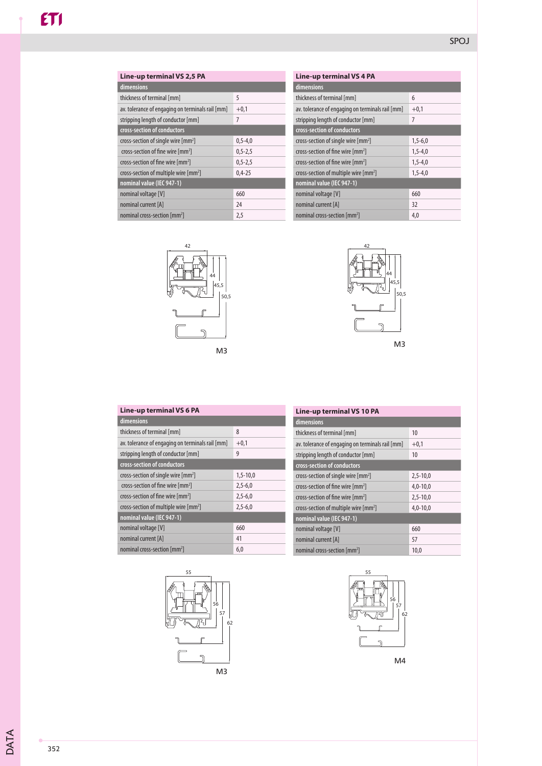## Line-up terminal VS 2,5 PA

| dimensions | |
|---|---|
| thickness of terminal [mm] | 5 |
| av. tolerance of engaging on terminals rail [mm] | +0,1 |
| stripping length of conductor [mm] | 7 |
| **cross-section of conductors** | |
| cross-section of single wire [mm$^2$] | 0,5-4,0 |
| cross-section of fine wire [mm$^2$] | 0,5-2,5 |
| cross-section of fine wire [mm$^2$] | 0,5-2,5 |
| cross-section of multiple wire [mm$^2$] | 0,4-25 |
| **nominal value (IEC 947-1)** | |
| nominal voltage [V] | 660 |
| nominal current [A] | 24 |
| nominal cross-section [mm$^2$] | 2,5 |

42 / 44 / 45,5 / 50,5

M3

## Line-up terminal VS 4 PA

| dimensions | |
|---|---|
| thickness of terminal [mm] | 6 |
| av. tolerance of engaging on terminals rail [mm] | +0,1 |
| stripping length of conductor [mm] | 7 |
| **cross-section of conductors** | |
| cross-section of single wire [mm$^2$] | 1,5-6,0 |
| cross-section of fine wire [mm$^2$] | 1,5-4,0 |
| cross-section of fine wire [mm$^2$] | 1,5-4,0 |
| cross-section of multiple wire [mm$^2$] | 1,5-4,0 |
| **nominal value (IEC 947-1)** | |
| nominal voltage [V] | 660 |
| nominal current [A] | 32 |
| nominal cross-section [mm$^2$] | 4,0 |

42 / 44 / 45,5 / 50,5

M3

## Line-up terminal VS 6 PA

| dimensions | |
|---|---|
| thickness of terminal [mm] | 8 |
| av. tolerance of engaging on terminals rail [mm] | +0,1 |
| stripping length of conductor [mm] | 9 |
| **cross-section of conductors** | |
| cross-section of single wire [mm$^2$] | 1,5-10,0 |
| cross-section of fine wire [mm$^2$] | 2,5-6,0 |
| cross-section of fine wire [mm$^2$] | 2,5-6,0 |
| cross-section of multiple wire [mm$^2$] | 2,5-6,0 |
| **nominal value (IEC 947-1)** | |
| nominal voltage [V] | 660 |
| nominal current [A] | 41 |
| nominal cross-section [mm$^2$] | 6,0 |

55 / 56 / 57 / 62

M3

## Line-up terminal VS 10 PA

| dimensions | |
|---|---|
| thickness of terminal [mm] | 10 |
| av. tolerance of engaging on terminals rail [mm] | +0,1 |
| stripping length of conductor [mm] | 10 |
| **cross-section of conductors** | |
| cross-section of single wire [mm$^2$] | 2,5-10,0 |
| cross-section of fine wire [mm$^2$] | 4,0-10,0 |
| cross-section of fine wire [mm$^2$] | 2,5-10,0 |
| cross-section of multiple wire [mm$^2$] | 4,0-10,0 |
| **nominal value (IEC 947-1)** | |
| nominal voltage [V] | 660 |
| nominal current [A] | 57 |
| nominal cross-section [mm$^2$] | 10,0 |

55 / 56 / 57 / 62

M4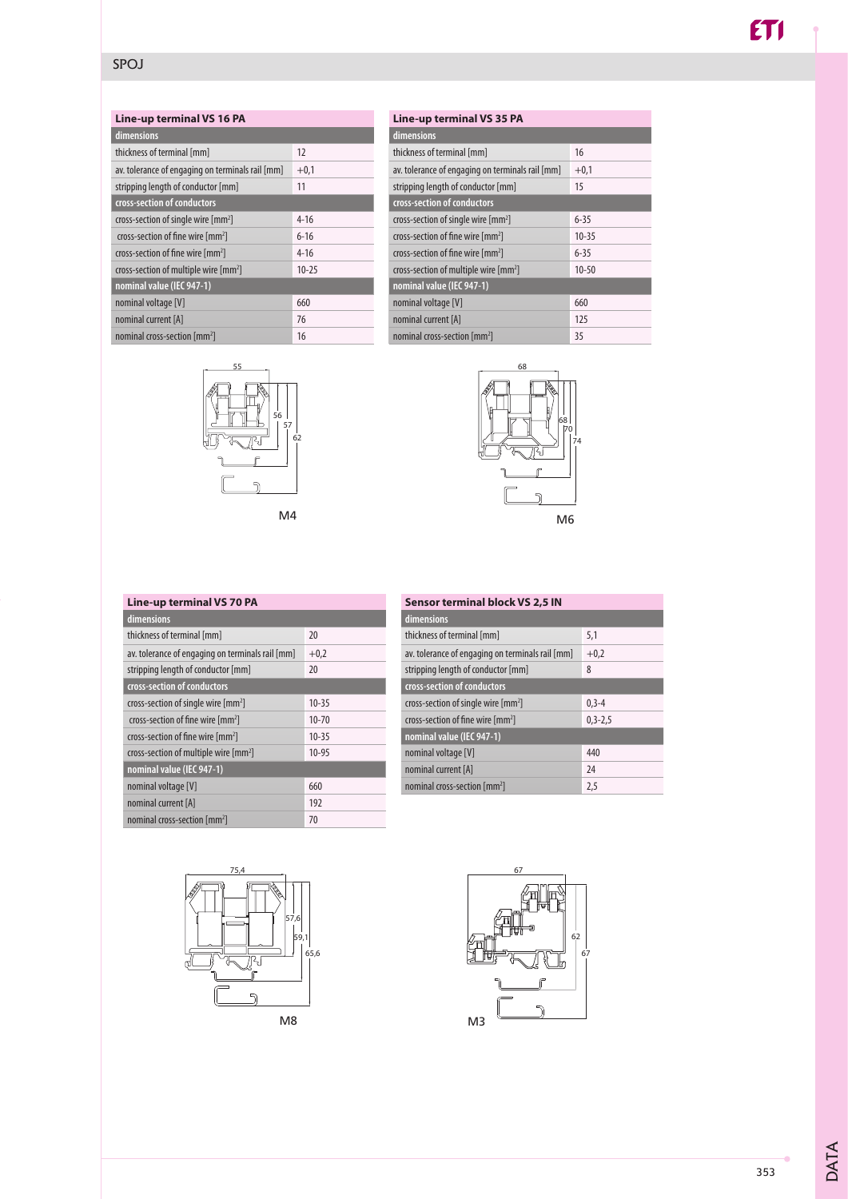## SPOJ

### Line-up terminal VS 16 PA

| dimensions | |
|---|---|
| thickness of terminal [mm] | 12 |
| av. tolerance of engaging on terminals rail [mm] | +0,1 |
| stripping length of conductor [mm] | 11 |
| **cross-section of conductors** | |
| cross-section of single wire [mm²] | 4-16 |
| cross-section of fine wire [mm²] | 6-16 |
| cross-section of fine wire [mm²] | 4-16 |
| cross-section of multiple wire [mm²] | 10-25 |
| **nominal value (IEC 947-1)** | |
| nominal voltage [V] | 660 |
| nominal current [A] | 76 |
| nominal cross-section [mm²] | 16 |

M4

### Line-up terminal VS 35 PA

| dimensions | |
|---|---|
| thickness of terminal [mm] | 16 |
| av. tolerance of engaging on terminals rail [mm] | +0,1 |
| stripping length of conductor [mm] | 15 |
| **cross-section of conductors** | |
| cross-section of single wire [mm²] | 6-35 |
| cross-section of fine wire [mm²] | 10-35 |
| cross-section of fine wire [mm²] | 6-35 |
| cross-section of multiple wire [mm²] | 10-50 |
| **nominal value (IEC 947-1)** | |
| nominal voltage [V] | 660 |
| nominal current [A] | 125 |
| nominal cross-section [mm²] | 35 |

M6

### Line-up terminal VS 70 PA

| dimensions | |
|---|---|
| thickness of terminal [mm] | 20 |
| av. tolerance of engaging on terminals rail [mm] | +0,2 |
| stripping length of conductor [mm] | 20 |
| **cross-section of conductors** | |
| cross-section of single wire [mm²] | 10-35 |
| cross-section of fine wire [mm²] | 10-70 |
| cross-section of fine wire [mm²] | 10-35 |
| cross-section of multiple wire [mm²] | 10-95 |
| **nominal value (IEC 947-1)** | |
| nominal voltage [V] | 660 |
| nominal current [A] | 192 |
| nominal cross-section [mm²] | 70 |

M8

### Sensor terminal block VS 2,5 IN

| dimensions | |
|---|---|
| thickness of terminal [mm] | 5,1 |
| av. tolerance of engaging on terminals rail [mm] | +0,2 |
| stripping length of conductor [mm] | 8 |
| **cross-section of conductors** | |
| cross-section of single wire [mm²] | 0,3-4 |
| cross-section of fine wire [mm²] | 0,3-2,5 |
| **nominal value (IEC 947-1)** | |
| nominal voltage [V] | 440 |
| nominal current [A] | 24 |
| nominal cross-section [mm²] | 2,5 |

M3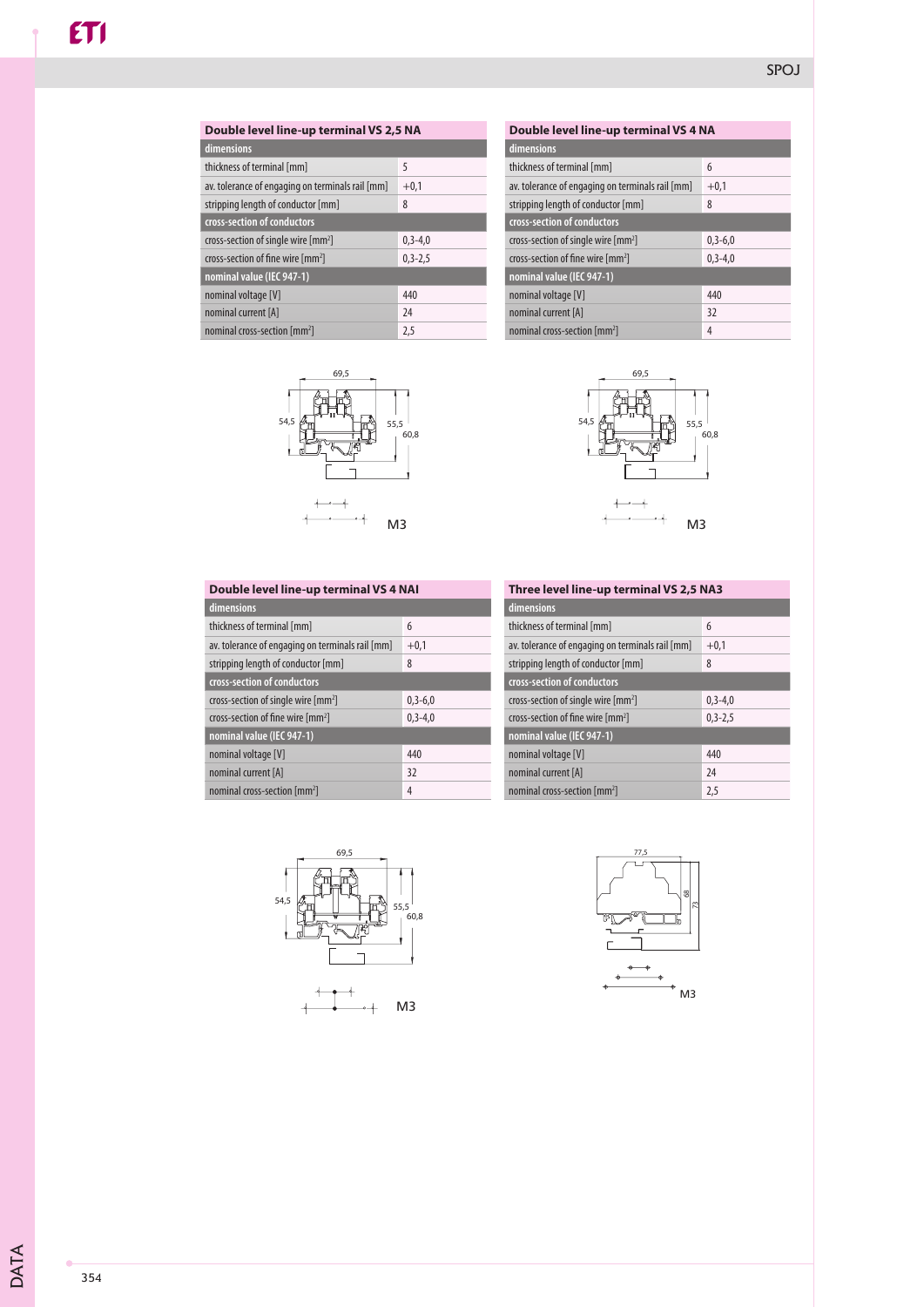## Double level line-up terminal VS 2,5 NA

| dimensions | |
|---|---|
| thickness of terminal [mm] | 5 |
| av. tolerance of engaging on terminals rail [mm] | +0,1 |
| stripping length of conductor [mm] | 8 |
| **cross-section of conductors** | |
| cross-section of single wire [mm$^2$] | 0,3-4,0 |
| cross-section of fine wire [mm$^2$] | 0,3-2,5 |
| **nominal value (IEC 947-1)** | |
| nominal voltage [V] | 440 |
| nominal current [A] | 24 |
| nominal cross-section [mm$^2$] | 2,5 |

69,5
54,5 55,5 60,8
M3

## Double level line-up terminal VS 4 NA

| dimensions | |
|---|---|
| thickness of terminal [mm] | 6 |
| av. tolerance of engaging on terminals rail [mm] | +0,1 |
| stripping length of conductor [mm] | 8 |
| **cross-section of conductors** | |
| cross-section of single wire [mm$^2$] | 0,3-6,0 |
| cross-section of fine wire [mm$^2$] | 0,3-4,0 |
| **nominal value (IEC 947-1)** | |
| nominal voltage [V] | 440 |
| nominal current [A] | 32 |
| nominal cross-section [mm$^2$] | 4 |

69,5
54,5 55,5 60,8
M3

## Double level line-up terminal VS 4 NAI

| dimensions | |
|---|---|
| thickness of terminal [mm] | 6 |
| av. tolerance of engaging on terminals rail [mm] | +0,1 |
| stripping length of conductor [mm] | 8 |
| **cross-section of conductors** | |
| cross-section of single wire [mm$^2$] | 0,3-6,0 |
| cross-section of fine wire [mm$^2$] | 0,3-4,0 |
| **nominal value (IEC 947-1)** | |
| nominal voltage [V] | 440 |
| nominal current [A] | 32 |
| nominal cross-section [mm$^2$] | 4 |

69,5
54,5 55,5 60,8
M3

## Three level line-up terminal VS 2,5 NA3

| dimensions | |
|---|---|
| thickness of terminal [mm] | 6 |
| av. tolerance of engaging on terminals rail [mm] | +0,1 |
| stripping length of conductor [mm] | 8 |
| **cross-section of conductors** | |
| cross-section of single wire [mm$^2$] | 0,3-4,0 |
| cross-section of fine wire [mm$^2$] | 0,3-2,5 |
| **nominal value (IEC 947-1)** | |
| nominal voltage [V] | 440 |
| nominal current [A] | 24 |
| nominal cross-section [mm$^2$] | 2,5 |

77,5
68 73
M3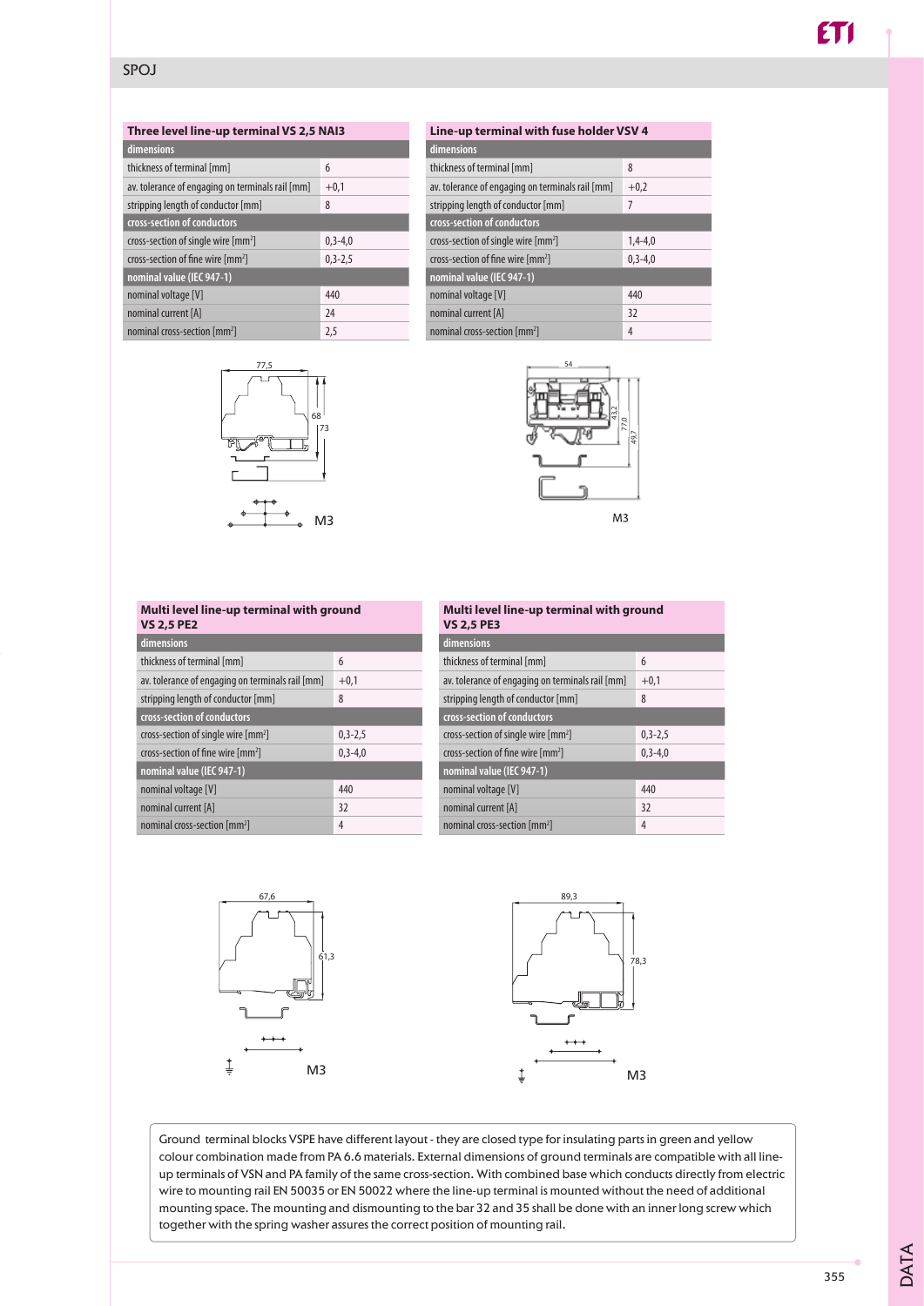## SPOJ

### Three level line-up terminal VS 2,5 NAI3

| dimensions | |
|---|---|
| thickness of terminal [mm] | 6 |
| av. tolerance of engaging on terminals rail [mm] | +0,1 |
| stripping length of conductor [mm] | 8 |
| **cross-section of conductors** | |
| cross-section of single wire [mm²] | 0,3-4,0 |
| cross-section of fine wire [mm²] | 0,3-2,5 |
| **nominal value (IEC 947-1)** | |
| nominal voltage [V] | 440 |
| nominal current [A] | 24 |
| nominal cross-section [mm²] | 2,5 |

77,5

68

73

M3

### Line-up terminal with fuse holder VSV 4

| dimensions | |
|---|---|
| thickness of terminal [mm] | 8 |
| av. tolerance of engaging on terminals rail [mm] | +0,2 |
| stripping length of conductor [mm] | 7 |
| **cross-section of conductors** | |
| cross-section of single wire [mm²] | 1,4-4,0 |
| cross-section of fine wire [mm²] | 0,3-4,0 |
| **nominal value (IEC 947-1)** | |
| nominal voltage [V] | 440 |
| nominal current [A] | 32 |
| nominal cross-section [mm²] | 4 |

54

43,2

77,0

49,7

M3

### Multi level line-up terminal with ground VS 2,5 PE2

| dimensions | |
|---|---|
| thickness of terminal [mm] | 6 |
| av. tolerance of engaging on terminals rail [mm] | +0,1 |
| stripping length of conductor [mm] | 8 |
| **cross-section of conductors** | |
| cross-section of single wire [mm²] | 0,3-2,5 |
| cross-section of fine wire [mm²] | 0,3-4,0 |
| **nominal value (IEC 947-1)** | |
| nominal voltage [V] | 440 |
| nominal current [A] | 32 |
| nominal cross-section [mm²] | 4 |

67,6

61,3

M3

### Multi level line-up terminal with ground VS 2,5 PE3

| dimensions | |
|---|---|
| thickness of terminal [mm] | 6 |
| av. tolerance of engaging on terminals rail [mm] | +0,1 |
| stripping length of conductor [mm] | 8 |
| **cross-section of conductors** | |
| cross-section of single wire [mm²] | 0,3-2,5 |
| cross-section of fine wire [mm²] | 0,3-4,0 |
| **nominal value (IEC 947-1)** | |
| nominal voltage [V] | 440 |
| nominal current [A] | 32 |
| nominal cross-section [mm²] | 4 |

89,3

78,3

M3

Ground terminal blocks VSPE have different layout - they are closed type for insulating parts in green and yellow colour combination made from PA 6.6 materials. External dimensions of ground terminals are compatible with all line-up terminals of VSN and PA family of the same cross-section. With combined base which conducts directly from electric wire to mounting rail EN 50035 or EN 50022 where the line-up terminal is mounted without the need of additional mounting space. The mounting and dismounting to the bar 32 and 35 shall be done with an inner long screw which together with the spring washer assures the correct position of mounting rail.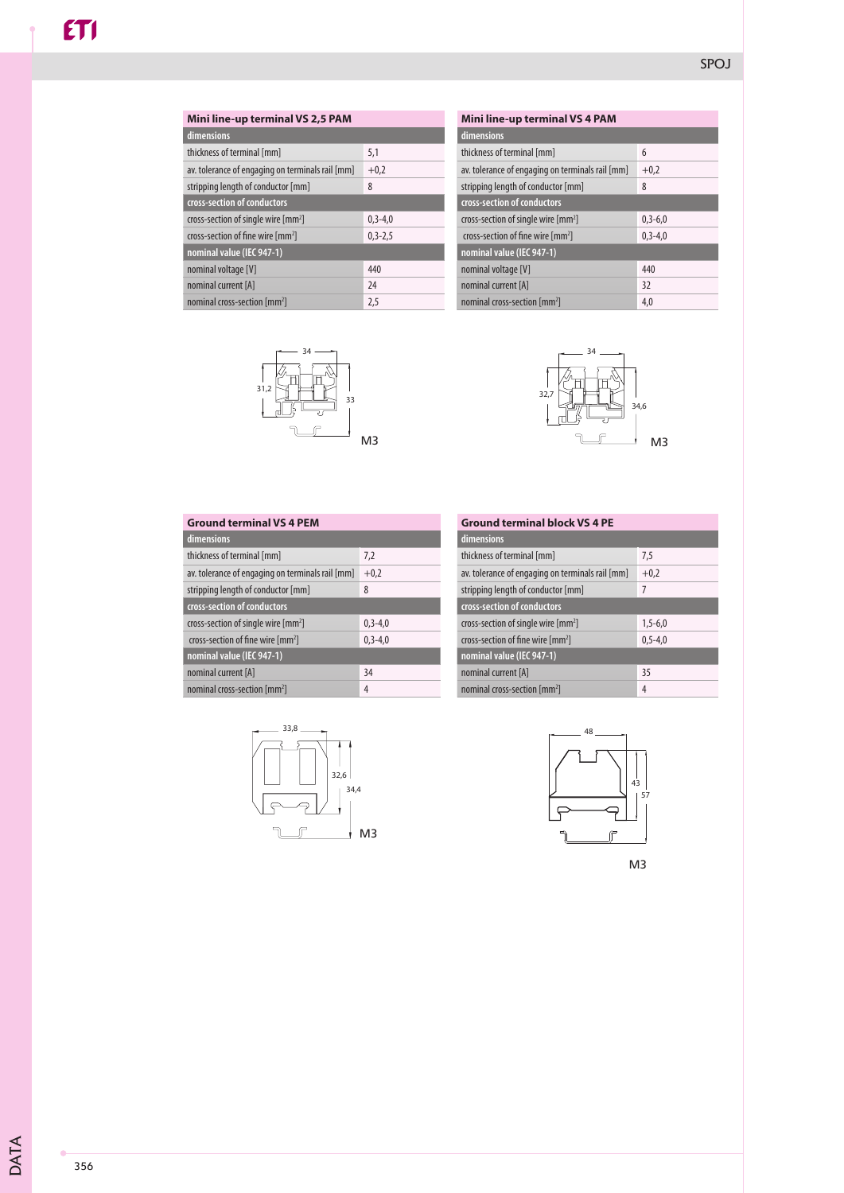## Mini line-up terminal VS 2,5 PAM

| dimensions | |
|---|---|
| thickness of terminal [mm] | 5,1 |
| av. tolerance of engaging on terminals rail [mm] | +0,2 |
| stripping length of conductor [mm] | 8 |
| **cross-section of conductors** | |
| cross-section of single wire [mm²] | 0,3-4,0 |
| cross-section of fine wire [mm²] | 0,3-2,5 |
| **nominal value (IEC 947-1)** | |
| nominal voltage [V] | 440 |
| nominal current [A] | 24 |
| nominal cross-section [mm²] | 2,5 |

34

31,2

33

M3

## Mini line-up terminal VS 4 PAM

| dimensions | |
|---|---|
| thickness of terminal [mm] | 6 |
| av. tolerance of engaging on terminals rail [mm] | +0,2 |
| stripping length of conductor [mm] | 8 |
| **cross-section of conductors** | |
| cross-section of single wire [mm²] | 0,3-6,0 |
| cross-section of fine wire [mm²] | 0,3-4,0 |
| **nominal value (IEC 947-1)** | |
| nominal voltage [V] | 440 |
| nominal current [A] | 32 |
| nominal cross-section [mm²] | 4,0 |

34

32,7

34,6

M3

## Ground terminal VS 4 PEM

| dimensions | |
|---|---|
| thickness of terminal [mm] | 7,2 |
| av. tolerance of engaging on terminals rail [mm] | +0,2 |
| stripping length of conductor [mm] | 8 |
| **cross-section of conductors** | |
| cross-section of single wire [mm²] | 0,3-4,0 |
| cross-section of fine wire [mm²] | 0,3-4,0 |
| **nominal value (IEC 947-1)** | |
| nominal current [A] | 34 |
| nominal cross-section [mm²] | 4 |

33,8

32,6

34,4

M3

## Ground terminal block VS 4 PE

| dimensions | |
|---|---|
| thickness of terminal [mm] | 7,5 |
| av. tolerance of engaging on terminals rail [mm] | +0,2 |
| stripping length of conductor [mm] | 7 |
| **cross-section of conductors** | |
| cross-section of single wire [mm²] | 1,5-6,0 |
| cross-section of fine wire [mm²] | 0,5-4,0 |
| **nominal value (IEC 947-1)** | |
| nominal current [A] | 35 |
| nominal cross-section [mm²] | 4 |

48

43

57

M3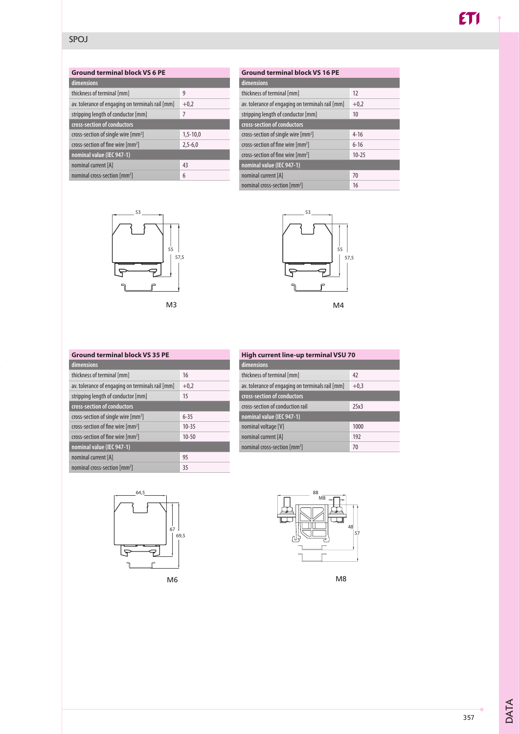## SPOJ

| Ground terminal block VS 6 PE | |
|---|---|
| **dimensions** | |
| thickness of terminal [mm] | 9 |
| av. tolerance of engaging on terminals rail [mm] | +0,2 |
| stripping length of conductor [mm] | 7 |
| **cross-section of conductors** | |
| cross-section of single wire [mm²] | 1,5-10,0 |
| cross-section of fine wire [mm²] | 2,5-6,0 |
| **nominal value (IEC 947-1)** | |
| nominal current [A] | 43 |
| nominal cross-section [mm²] | 6 |

53

55

57,5

M3

| Ground terminal block VS 16 PE | |
|---|---|
| **dimensions** | |
| thickness of terminal [mm] | 12 |
| av. tolerance of engaging on terminals rail [mm] | +0,2 |
| stripping length of conductor [mm] | 10 |
| **cross-section of conductors** | |
| cross-section of single wire [mm²] | 4-16 |
| cross-section of fine wire [mm²] | 6-16 |
| cross-section of fine wire [mm²] | 10-25 |
| **nominal value (IEC 947-1)** | |
| nominal current [A] | 70 |
| nominal cross-section [mm²] | 16 |

53

55

57,5

M4

| Ground terminal block VS 35 PE | |
|---|---|
| **dimensions** | |
| thickness of terminal [mm] | 16 |
| av. tolerance of engaging on terminals rail [mm] | +0,2 |
| stripping length of conductor [mm] | 15 |
| **cross-section of conductors** | |
| cross-section of single wire [mm²] | 6-35 |
| cross-section of fine wire [mm²] | 10-35 |
| cross-section of fine wire [mm²] | 10-50 |
| **nominal value (IEC 947-1)** | |
| nominal current [A] | 95 |
| nominal cross-section [mm²] | 35 |

64,5

67

69,5

M6

| High current line-up terminal VSU 70 | |
|---|---|
| **dimensions** | |
| thickness of terminal [mm] | 42 |
| av. tolerance of engaging on terminals rail [mm] | +0,3 |
| **cross-section of conductors** | |
| cross-section of conduction rail | 25x3 |
| **nominal value (IEC 947-1)** | |
| nominal voltage [V] | 1000 |
| nominal current [A] | 192 |
| nominal cross-section [mm²] | 70 |

88

M8

48

57

M8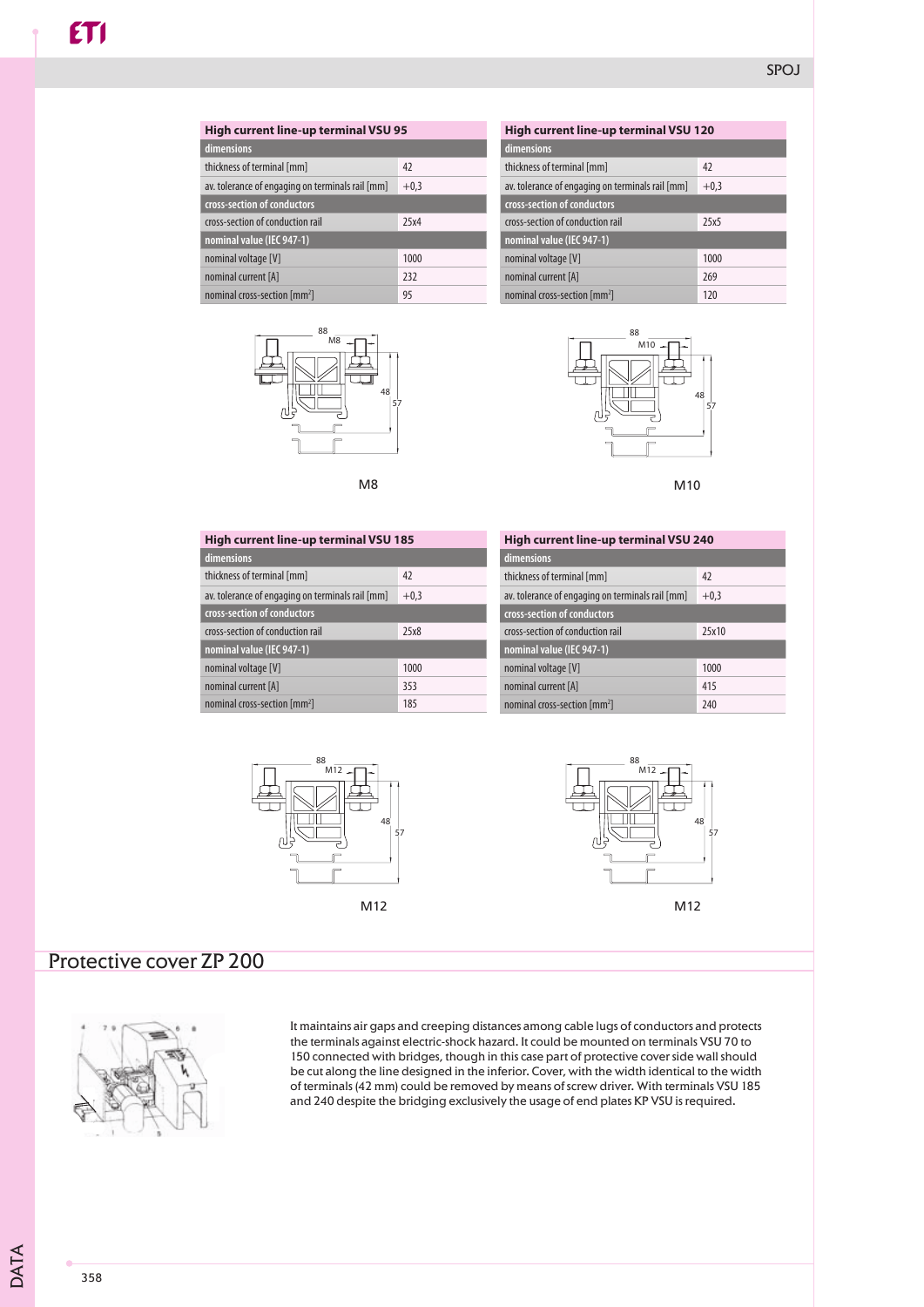## High current line-up terminal VSU 95

| dimensions | |
|---|---|
| thickness of terminal [mm] | 42 |
| av. tolerance of engaging on terminals rail [mm] | +0,3 |
| **cross-section of conductors** | |
| cross-section of conduction rail | 25x4 |
| **nominal value (IEC 947-1)** | |
| nominal voltage [V] | 1000 |
| nominal current [A] | 232 |
| nominal cross-section [mm$^2$] | 95 |

M8

## High current line-up terminal VSU 120

| dimensions | |
|---|---|
| thickness of terminal [mm] | 42 |
| av. tolerance of engaging on terminals rail [mm] | +0,3 |
| **cross-section of conductors** | |
| cross-section of conduction rail | 25x5 |
| **nominal value (IEC 947-1)** | |
| nominal voltage [V] | 1000 |
| nominal current [A] | 269 |
| nominal cross-section [mm$^2$] | 120 |

M10

## High current line-up terminal VSU 185

| dimensions | |
|---|---|
| thickness of terminal [mm] | 42 |
| av. tolerance of engaging on terminals rail [mm] | +0,3 |
| **cross-section of conductors** | |
| cross-section of conduction rail | 25x8 |
| **nominal value (IEC 947-1)** | |
| nominal voltage [V] | 1000 |
| nominal current [A] | 353 |
| nominal cross-section [mm$^2$] | 185 |

M12

## High current line-up terminal VSU 240

| dimensions | |
|---|---|
| thickness of terminal [mm] | 42 |
| av. tolerance of engaging on terminals rail [mm] | +0,3 |
| **cross-section of conductors** | |
| cross-section of conduction rail | 25x10 |
| **nominal value (IEC 947-1)** | |
| nominal voltage [V] | 1000 |
| nominal current [A] | 415 |
| nominal cross-section [mm$^2$] | 240 |

M12

# Protective cover ZP 200

It maintains air gaps and creeping distances among cable lugs of conductors and protects the terminals against electric-shock hazard. It could be mounted on terminals VSU 70 to 150 connected with bridges, though in this case part of protective cover side wall should be cut along the line designed in the inferior. Cover, with the width identical to the width of terminals (42 mm) could be removed by means of screw driver. With terminals VSU 185 and 240 despite the bridging exclusively the usage of end plates KP VSU is required.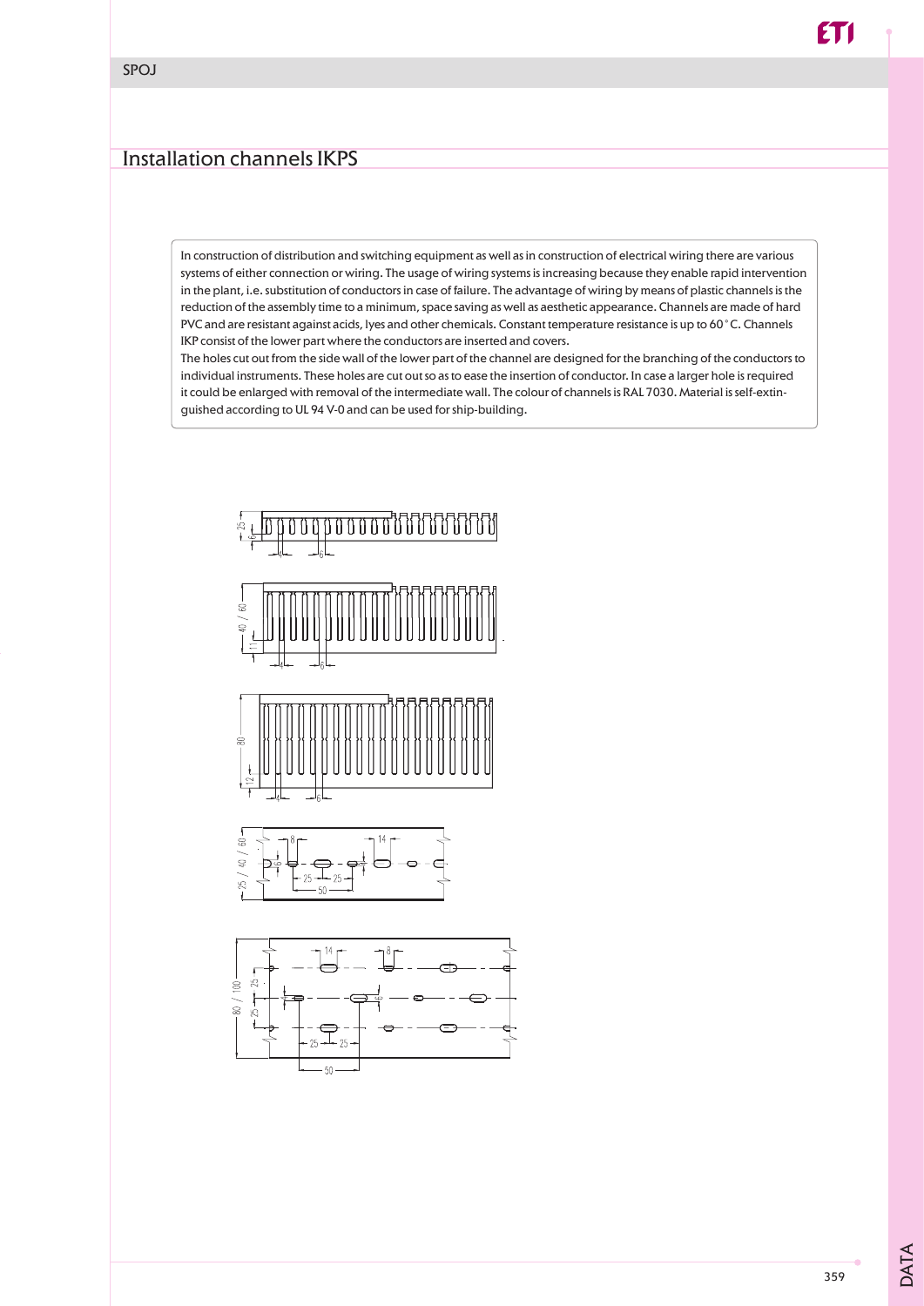SPOJ

# Installation channels IKPS

In construction of distribution and switching equipment as well as in construction of electrical wiring there are various systems of either connection or wiring. The usage of wiring systems is increasing because they enable rapid intervention in the plant, i.e. substitution of conductors in case of failure. The advantage of wiring by means of plastic channels is the reduction of the assembly time to a minimum, space saving as well as aesthetic appearance. Channels are made of hard PVC and are resistant against acids, lyes and other chemicals. Constant temperature resistance is up to 60 °C. Channels IKP consist of the lower part where the conductors are inserted and covers.
The holes cut out from the side wall of the lower part of the channel are designed for the branching of the conductors to individual instruments. These holes are cut out so as to ease the insertion of conductor. In case a larger hole is required it could be enlarged with removal of the intermediate wall. The colour of channels is RAL 7030. Material is self-extinguished according to UL 94 V-0 and can be used for ship-building.

25
6
4
6

40 / 60
11
4
6

80
12
4
6

25 / 40 / 60
8
14
6
25
25
50

80 / 100
14
8
25
25
6
25
25
50